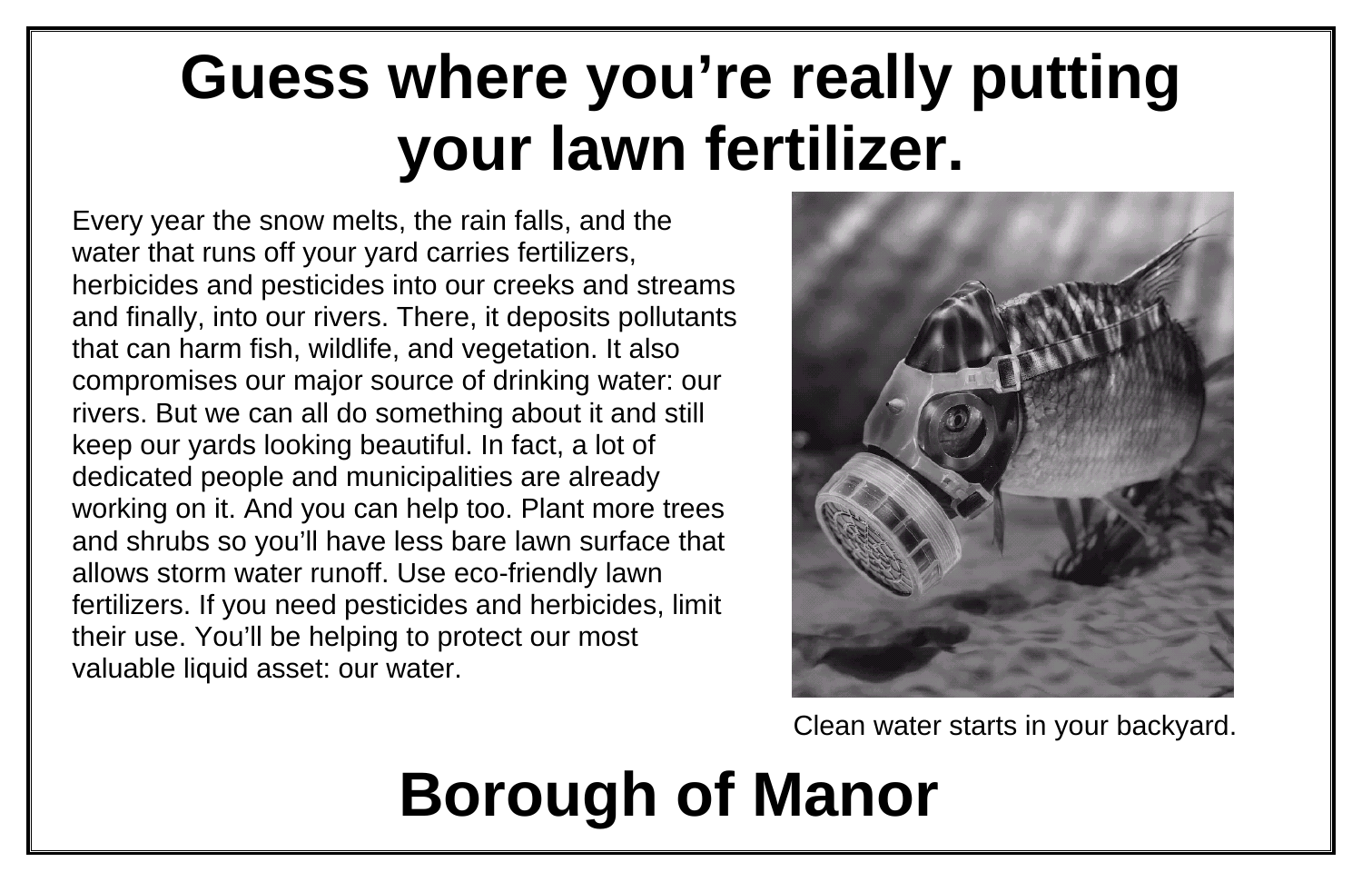# Guess where you're really putting your lawn fertilizer.

Every year the snow melts, the rain falls, and the water that runs off your yard carries fertilizers, herbicides and pesticides into our creeks and streams and finally, into our rivers. There, it deposits pollutants that can harm fish, wildlife, and vegetation. It also compromises our major source of drinking water: our rivers. But we can all do something about it and still keep our yards looking beautiful. In fact, a lot of dedicated people and municipalities are already working on it. And you can help too. Plant more trees and shrubs so you'll have less bare lawn surface that allows storm water runoff. Use eco-friendly lawn fertilizers. If you need pesticides and herbicides, limit their use. You'll be helping to protect our most valuable liquid asset: our water.

Clean water starts in your backyard.

# Borough of Manor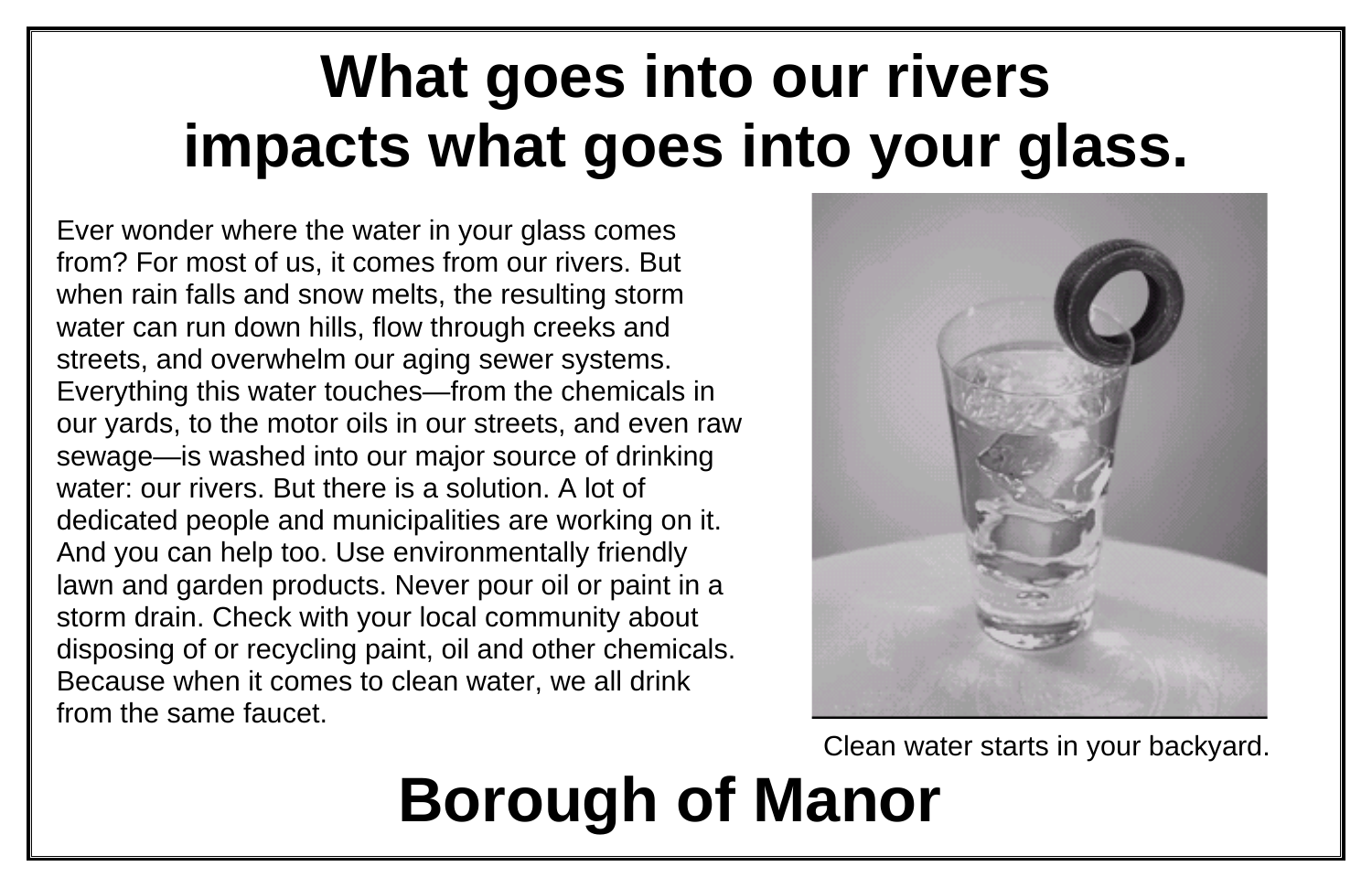# What goes into our rivers impacts what goes into your glass.

Ever wonder where the water in your glass comes from? For most of us, it comes from our rivers. But when rain falls and snow melts, the resulting storm water can run down hills, flow through creeks and streets, and overwhelm our aging sewer systems. Everything this water touches—from the chemicals in our yards, to the motor oils in our streets, and even raw sewage—is washed into our major source of drinking water: our rivers. But there is a solution. A lot of dedicated people and municipalities are working on it. And you can help too. Use environmentally friendly lawn and garden products. Never pour oil or paint in a storm drain. Check with your local community about disposing of or recycling paint, oil and other chemicals. Because when it comes to clean water, we all drink from the same faucet.

Clean water starts in your backyard.

## Borough of Manor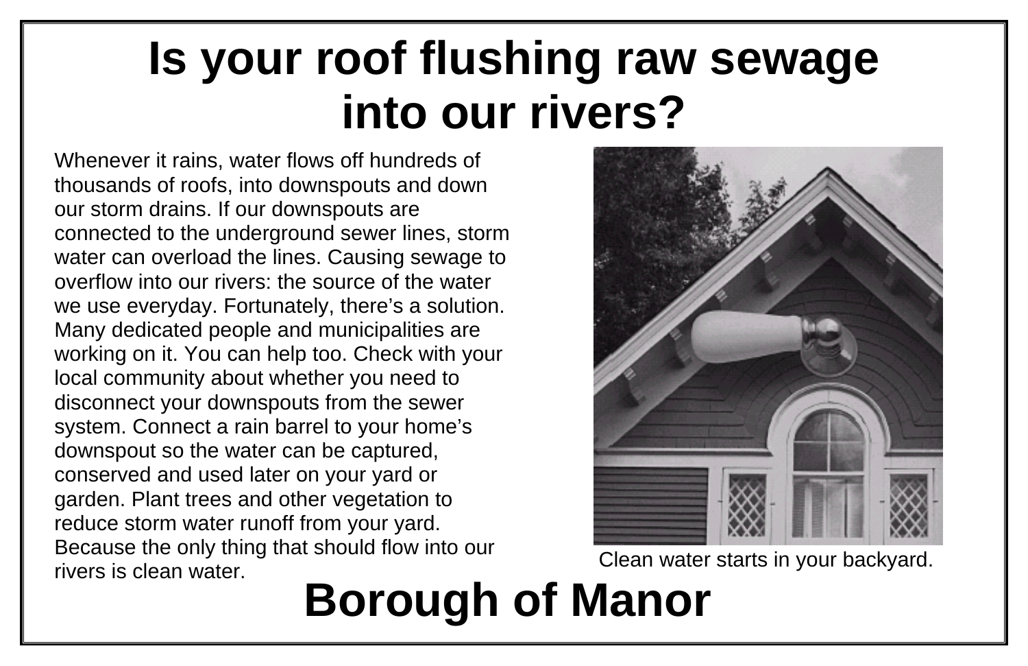# Is your roof flushing raw sewage into our rivers?

Whenever it rains, water flows off hundreds of thousands of roofs, into downspouts and down our storm drains. If our downspouts are connected to the underground sewer lines, storm water can overload the lines. Causing sewage to overflow into our rivers: the source of the water we use everyday. Fortunately, there's a solution. Many dedicated people and municipalities are working on it. You can help too. Check with your local community about whether you need to disconnect your downspouts from the sewer system. Connect a rain barrel to your home's downspout so the water can be captured, conserved and used later on your yard or garden. Plant trees and other vegetation to reduce storm water runoff from your yard. Because the only thing that should flow into our rivers is clean water.

Clean water starts in your backyard.

# Borough of Manor